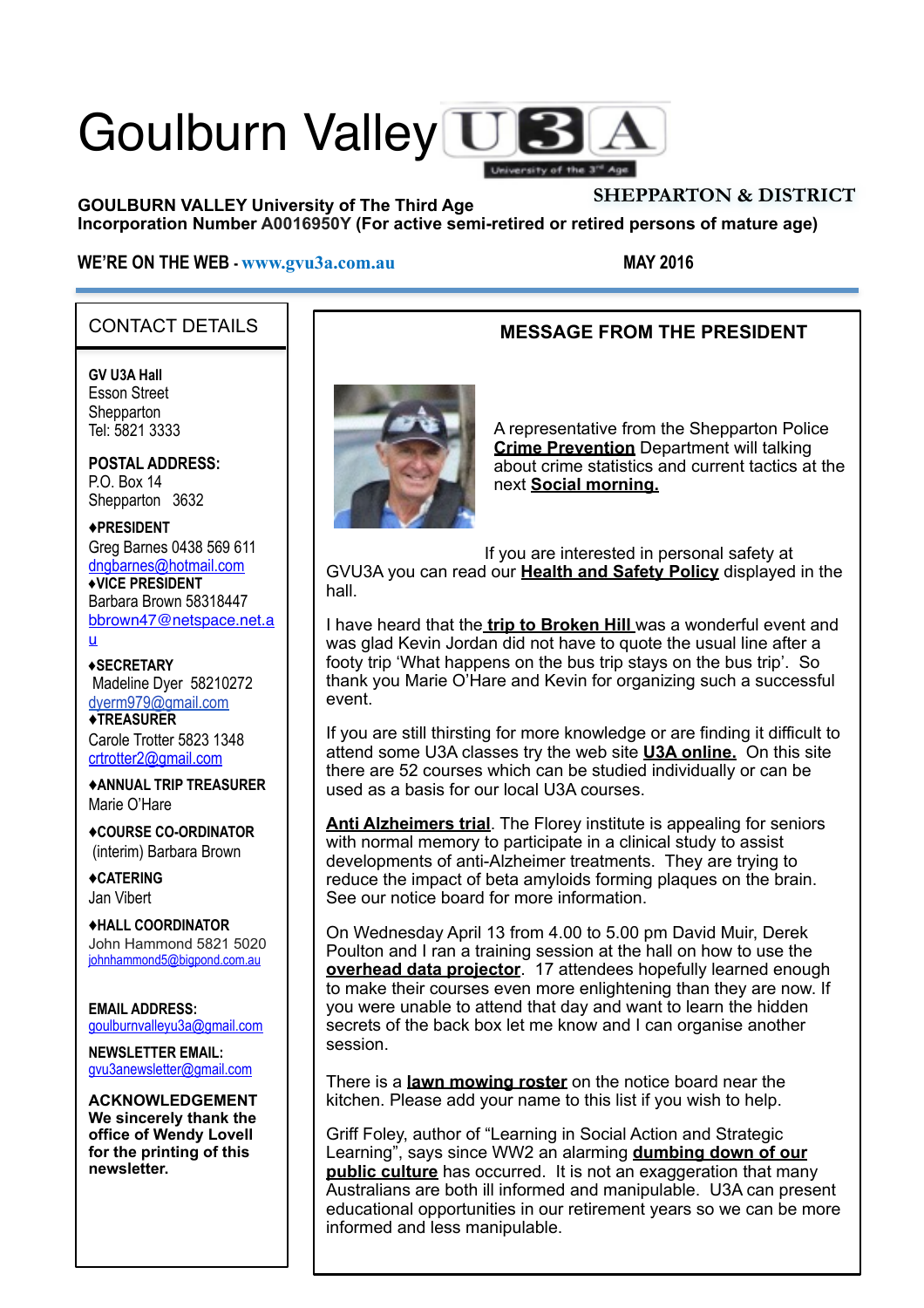# Goulburn Valley U3A

University of the 3rd Age

SHEPPARTON & DISTRICT

**GOULBURN VALLEY University of The Third Age**
**Incorporation Number A0016950Y (For active semi-retired or retired persons of mature age)**

**WE'RE ON THE WEB - www.gvu3a.com.au**

**MAY 2016**

## CONTACT DETAILS

**GV U3A Hall**
Esson Street
Shepparton
Tel: 5821 3333

**POSTAL ADDRESS:**
P.O. Box 14
Shepparton 3632

**♦PRESIDENT**
Greg Barnes 0438 569 611
dngbarnes@hotmail.com

**♦VICE PRESIDENT**
Barbara Brown 58318447
bbrown47@netspace.net.au

**♦SECRETARY**
Madeline Dyer 58210272
dyerm979@gmail.com

**♦TREASURER**
Carole Trotter 5823 1348
crtrotter2@gmail.com

**♦ANNUAL TRIP TREASURER**
Marie O'Hare

**♦COURSE CO-ORDINATOR**
(interim) Barbara Brown

**♦CATERING**
Jan Vibert

**♦HALL COORDINATOR**
John Hammond 5821 5020
johnhammond5@bigpond.com.au

**EMAIL ADDRESS:**
goulburnvalleyu3a@gmail.com

**NEWSLETTER EMAIL:**
gvu3anewsletter@gmail.com

**ACKNOWLEDGEMENT**
**We sincerely thank the office of Wendy Lovell for the printing of this newsletter.**

## MESSAGE FROM THE PRESIDENT

A representative from the Shepparton Police **Crime Prevention** Department will talking about crime statistics and current tactics at the next **Social morning.**

If you are interested in personal safety at GVU3A you can read our **Health and Safety Policy** displayed in the hall.

I have heard that the **trip to Broken Hill** was a wonderful event and was glad Kevin Jordan did not have to quote the usual line after a footy trip 'What happens on the bus trip stays on the bus trip'. So thank you Marie O'Hare and Kevin for organizing such a successful event.

If you are still thirsting for more knowledge or are finding it difficult to attend some U3A classes try the web site **U3A online.** On this site there are 52 courses which can be studied individually or can be used as a basis for our local U3A courses.

**Anti Alzheimers trial**. The Florey institute is appealing for seniors with normal memory to participate in a clinical study to assist developments of anti-Alzheimer treatments. They are trying to reduce the impact of beta amyloids forming plaques on the brain. See our notice board for more information.

On Wednesday April 13 from 4.00 to 5.00 pm David Muir, Derek Poulton and I ran a training session at the hall on how to use the **overhead data projector**. 17 attendees hopefully learned enough to make their courses even more enlightening than they are now. If you were unable to attend that day and want to learn the hidden secrets of the back box let me know and I can organise another session.

There is a **lawn mowing roster** on the notice board near the kitchen. Please add your name to this list if you wish to help.

Griff Foley, author of "Learning in Social Action and Strategic Learning", says since WW2 an alarming **dumbing down of our public culture** has occurred. It is not an exaggeration that many Australians are both ill informed and manipulable. U3A can present educational opportunities in our retirement years so we can be more informed and less manipulable.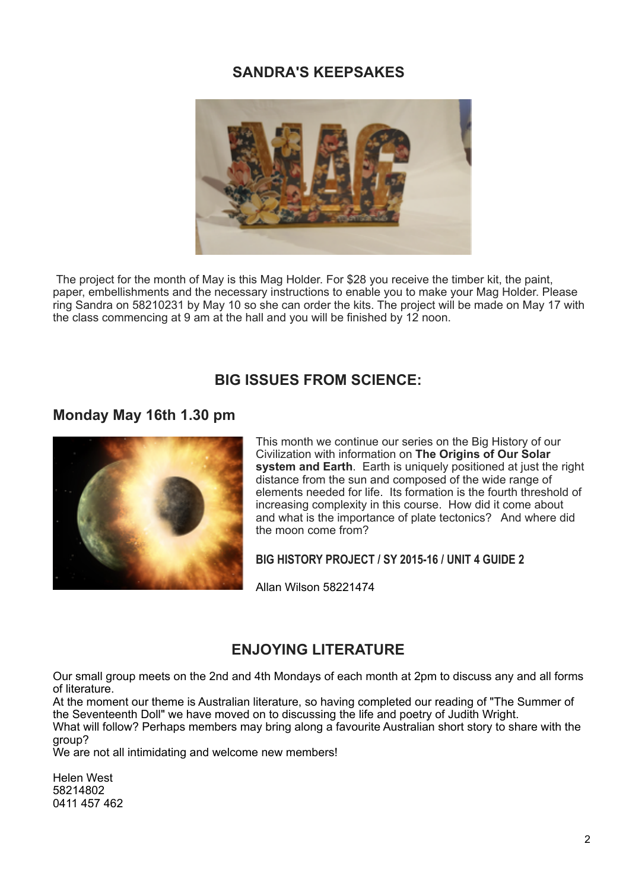## SANDRA'S KEEPSAKES

The project for the month of May is this Mag Holder. For $28 you receive the timber kit, the paint, paper, embellishments and the necessary instructions to enable you to make your Mag Holder. Please ring Sandra on 58210231 by May 10 so she can order the kits. The project will be made on May 17 with the class commencing at 9 am at the hall and you will be finished by 12 noon.

## BIG ISSUES FROM SCIENCE:

### Monday May 16th 1.30 pm

This month we continue our series on the Big History of our Civilization with information on **The Origins of Our Solar system and Earth**. Earth is uniquely positioned at just the right distance from the sun and composed of the wide range of elements needed for life. Its formation is the fourth threshold of increasing complexity in this course. How did it come about and what is the importance of plate tectonics? And where did the moon come from?

**BIG HISTORY PROJECT / SY 2015-16 / UNIT 4 GUIDE 2**

Allan Wilson 58221474

## ENJOYING LITERATURE

Our small group meets on the 2nd and 4th Mondays of each month at 2pm to discuss any and all forms of literature.
At the moment our theme is Australian literature, so having completed our reading of "The Summer of the Seventeenth Doll" we have moved on to discussing the life and poetry of Judith Wright.
What will follow? Perhaps members may bring along a favourite Australian short story to share with the group?
We are not all intimidating and welcome new members!

Helen West
58214802
0411 457 462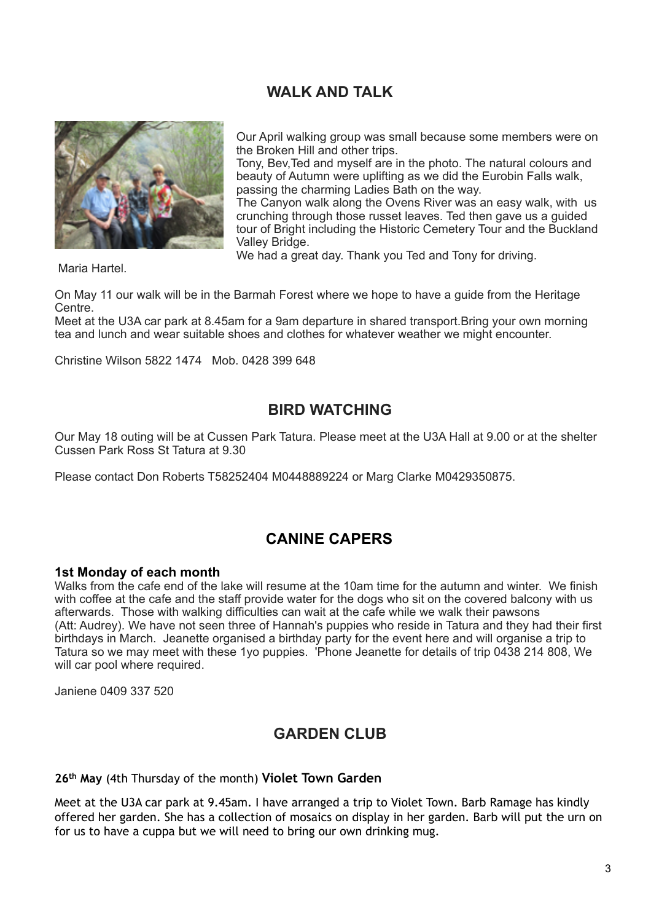## WALK AND TALK

Our April walking group was small because some members were on the Broken Hill and other trips.
Tony, Bev,Ted and myself are in the photo. The natural colours and beauty of Autumn were uplifting as we did the Eurobin Falls walk, passing the charming Ladies Bath on the way.
The Canyon walk along the Ovens River was an easy walk, with us crunching through those russet leaves. Ted then gave us a guided tour of Bright including the Historic Cemetery Tour and the Buckland Valley Bridge.
We had a great day. Thank you Ted and Tony for driving.

Maria Hartel.

On May 11 our walk will be in the Barmah Forest where we hope to have a guide from the Heritage Centre.
Meet at the U3A car park at 8.45am for a 9am departure in shared transport.Bring your own morning tea and lunch and wear suitable shoes and clothes for whatever weather we might encounter.

Christine Wilson 5822 1474 Mob. 0428 399 648

## BIRD WATCHING

Our May 18 outing will be at Cussen Park Tatura. Please meet at the U3A Hall at 9.00 or at the shelter Cussen Park Ross St Tatura at 9.30

Please contact Don Roberts T58252404 M0448889224 or Marg Clarke M0429350875.

## CANINE CAPERS

**1st Monday of each month**
Walks from the cafe end of the lake will resume at the 10am time for the autumn and winter. We finish with coffee at the cafe and the staff provide water for the dogs who sit on the covered balcony with us afterwards. Those with walking difficulties can wait at the cafe while we walk their pawsons (Att: Audrey). We have not seen three of Hannah's puppies who reside in Tatura and they had their first birthdays in March. Jeanette organised a birthday party for the event here and will organise a trip to Tatura so we may meet with these 1yo puppies. 'Phone Jeanette for details of trip 0438 214 808, We will car pool where required.

Janiene 0409 337 520

## GARDEN CLUB

**26th May** (4th Thursday of the month) **Violet Town Garden**

Meet at the U3A car park at 9.45am. I have arranged a trip to Violet Town. Barb Ramage has kindly offered her garden. She has a collection of mosaics on display in her garden. Barb will put the urn on for us to have a cuppa but we will need to bring our own drinking mug.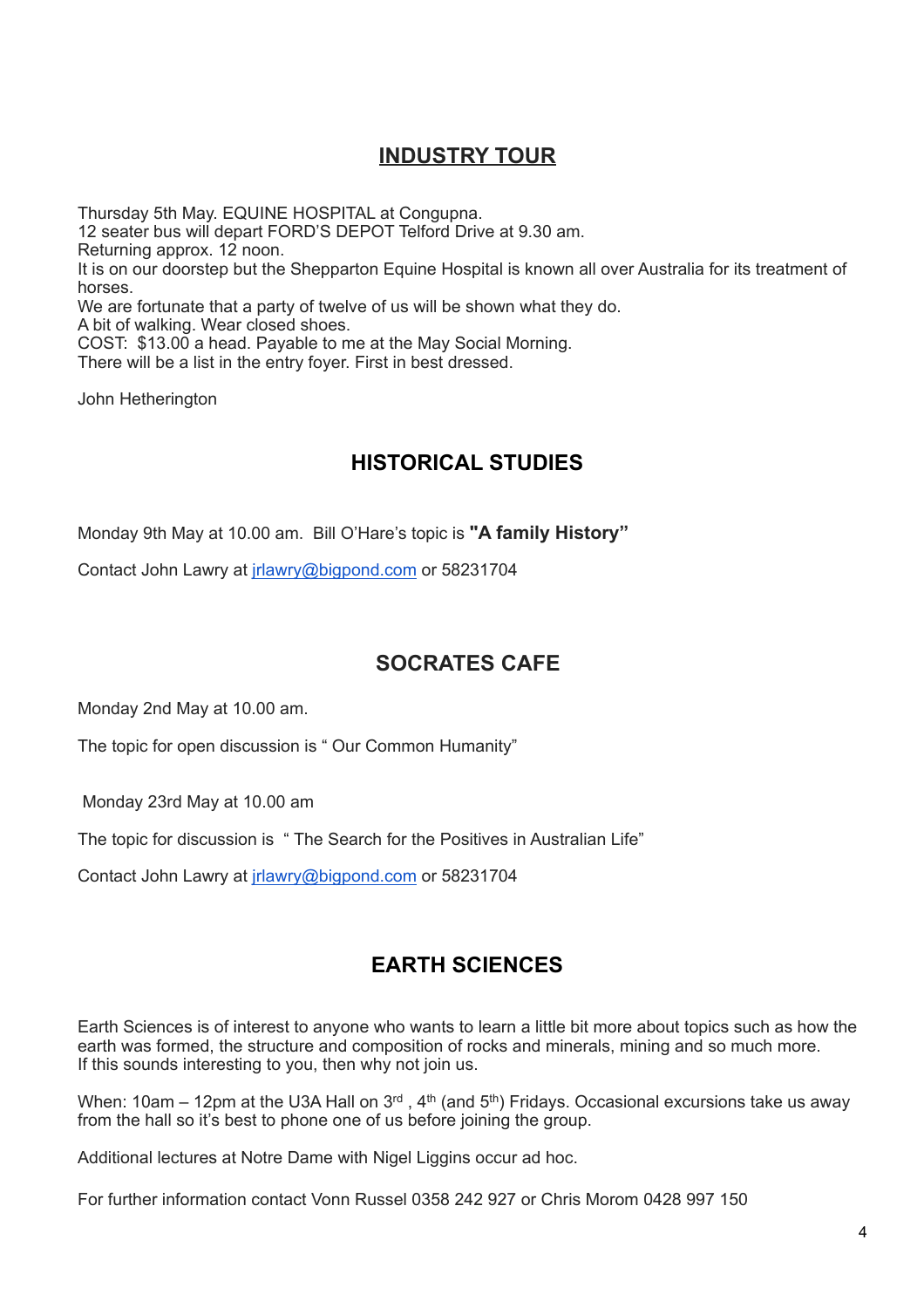## INDUSTRY TOUR

Thursday 5th May. EQUINE HOSPITAL at Congupna.
12 seater bus will depart FORD'S DEPOT Telford Drive at 9.30 am.
Returning approx. 12 noon.
It is on our doorstep but the Shepparton Equine Hospital is known all over Australia for its treatment of horses.
We are fortunate that a party of twelve of us will be shown what they do.
A bit of walking. Wear closed shoes.
COST: $13.00 a head. Payable to me at the May Social Morning.
There will be a list in the entry foyer. First in best dressed.

John Hetherington

## HISTORICAL STUDIES

Monday 9th May at 10.00 am. Bill O'Hare's topic is **"A family History"**

Contact John Lawry at jrlawry@bigpond.com or 58231704

## SOCRATES CAFE

Monday 2nd May at 10.00 am.

The topic for open discussion is " Our Common Humanity"

Monday 23rd May at 10.00 am

The topic for discussion is " The Search for the Positives in Australian Life"

Contact John Lawry at jrlawry@bigpond.com or 58231704

## EARTH SCIENCES

Earth Sciences is of interest to anyone who wants to learn a little bit more about topics such as how the earth was formed, the structure and composition of rocks and minerals, mining and so much more.
If this sounds interesting to you, then why not join us.

When: 10am – 12pm at the U3A Hall on 3rd , 4th (and 5th) Fridays. Occasional excursions take us away from the hall so it's best to phone one of us before joining the group.

Additional lectures at Notre Dame with Nigel Liggins occur ad hoc.

For further information contact Vonn Russel 0358 242 927 or Chris Morom 0428 997 150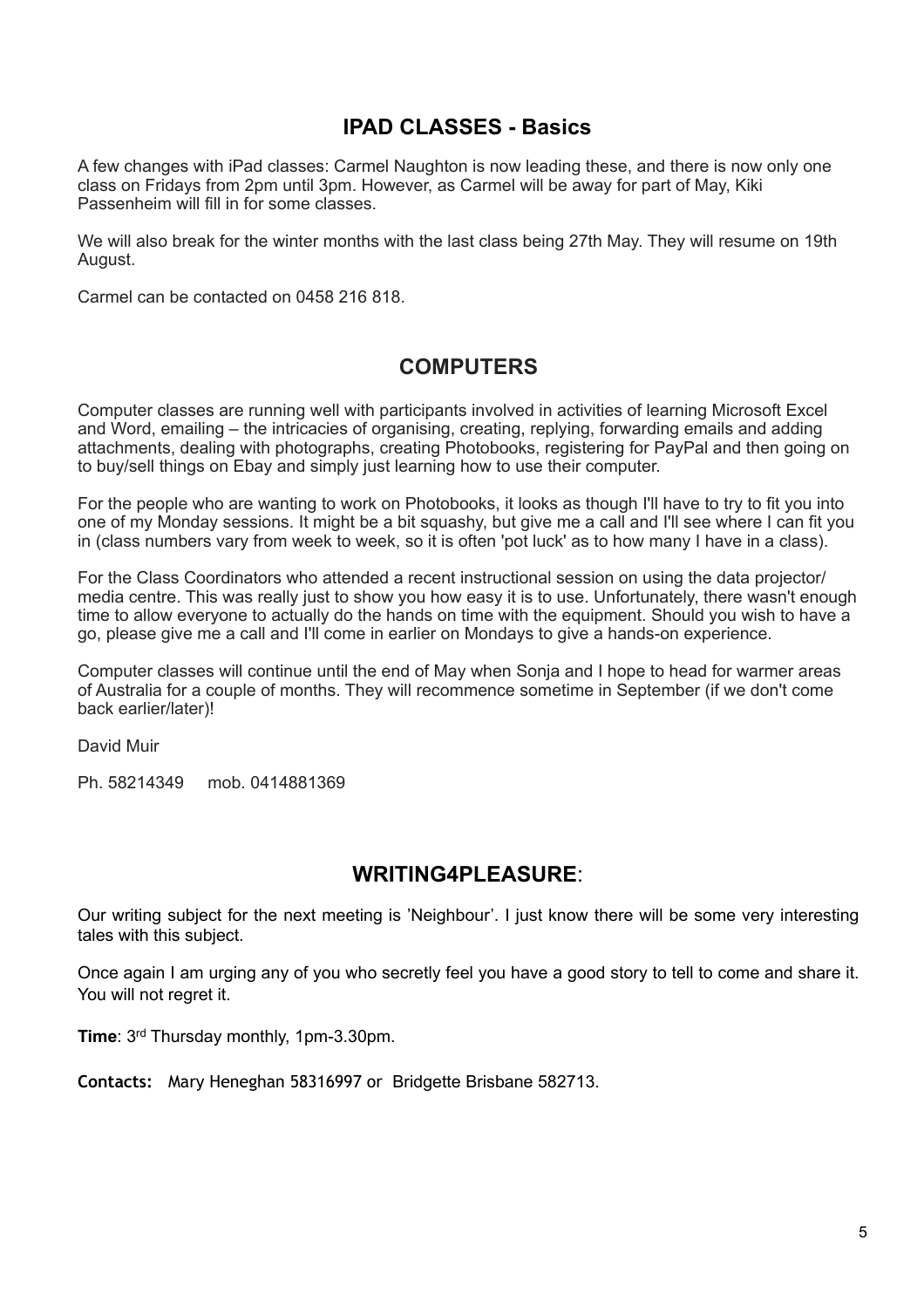## IPAD CLASSES - Basics

A few changes with iPad classes: Carmel Naughton is now leading these, and there is now only one class on Fridays from 2pm until 3pm. However, as Carmel will be away for part of May, Kiki Passenheim will fill in for some classes.

We will also break for the winter months with the last class being 27th May. They will resume on 19th August.

Carmel can be contacted on 0458 216 818.

## COMPUTERS

Computer classes are running well with participants involved in activities of learning Microsoft Excel and Word, emailing – the intricacies of organising, creating, replying, forwarding emails and adding attachments, dealing with photographs, creating Photobooks, registering for PayPal and then going on to buy/sell things on Ebay and simply just learning how to use their computer.

For the people who are wanting to work on Photobooks, it looks as though I'll have to try to fit you into one of my Monday sessions. It might be a bit squashy, but give me a call and I'll see where I can fit you in (class numbers vary from week to week, so it is often 'pot luck' as to how many I have in a class).

For the Class Coordinators who attended a recent instructional session on using the data projector/ media centre. This was really just to show you how easy it is to use. Unfortunately, there wasn't enough time to allow everyone to actually do the hands on time with the equipment. Should you wish to have a go, please give me a call and I'll come in earlier on Mondays to give a hands-on experience.

Computer classes will continue until the end of May when Sonja and I hope to head for warmer areas of Australia for a couple of months. They will recommence sometime in September (if we don't come back earlier/later)!

David Muir

Ph. 58214349 mob. 0414881369

## WRITING4PLEASURE:

Our writing subject for the next meeting is 'Neighbour'. I just know there will be some very interesting tales with this subject.

Once again I am urging any of you who secretly feel you have a good story to tell to come and share it. You will not regret it.

**Time**: 3rd Thursday monthly, 1pm-3.30pm.

**Contacts:** Mary Heneghan 58316997 or Bridgette Brisbane 582713.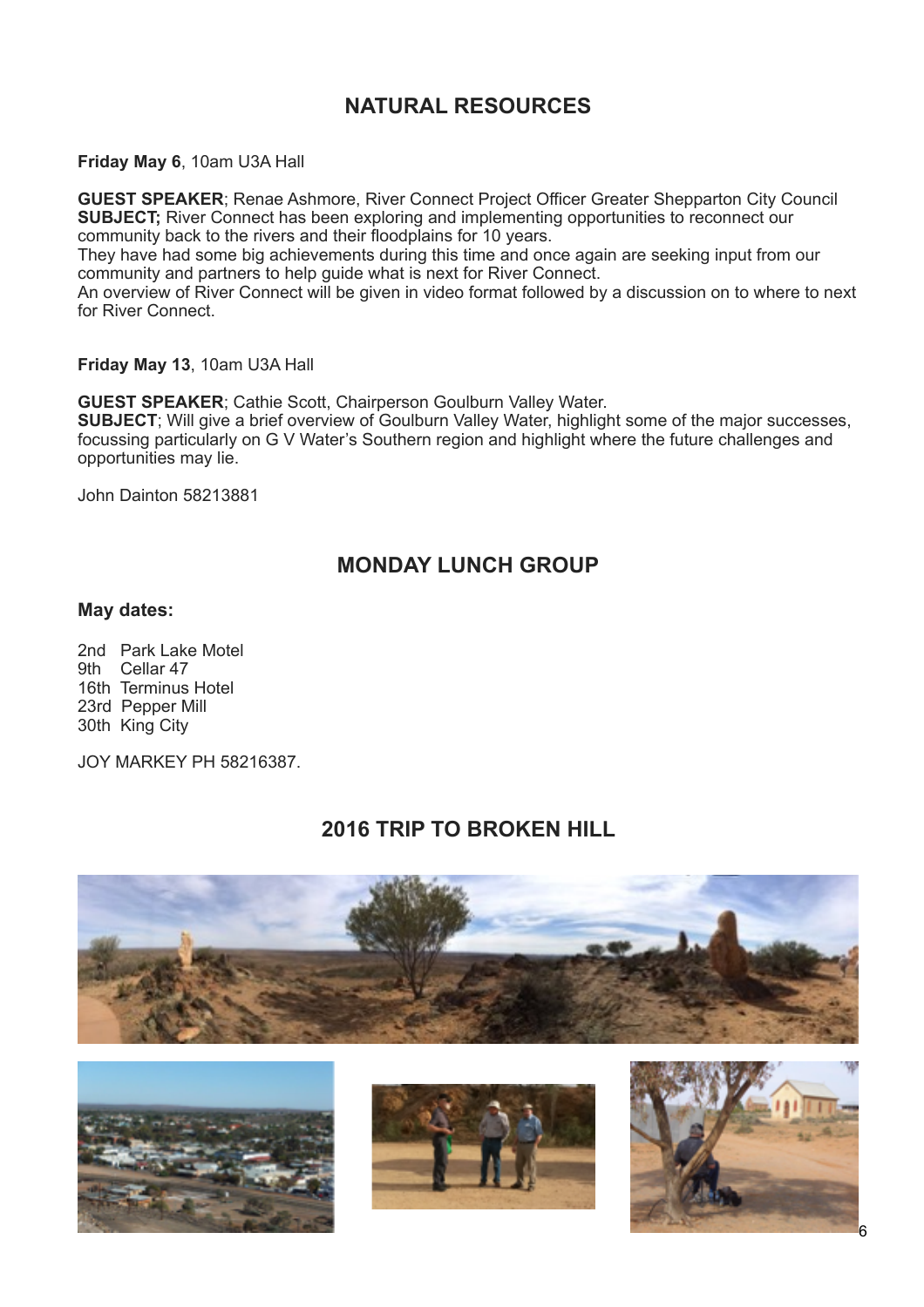## NATURAL RESOURCES

**Friday May 6**, 10am U3A Hall

**GUEST SPEAKER**; Renae Ashmore, River Connect Project Officer Greater Shepparton City Council
**SUBJECT;** River Connect has been exploring and implementing opportunities to reconnect our community back to the rivers and their floodplains for 10 years.
They have had some big achievements during this time and once again are seeking input from our community and partners to help guide what is next for River Connect.
An overview of River Connect will be given in video format followed by a discussion on to where to next for River Connect.

**Friday May 13**, 10am U3A Hall

**GUEST SPEAKER**; Cathie Scott, Chairperson Goulburn Valley Water.
**SUBJECT**; Will give a brief overview of Goulburn Valley Water, highlight some of the major successes, focussing particularly on G V Water's Southern region and highlight where the future challenges and opportunities may lie.

John Dainton 58213881

## MONDAY LUNCH GROUP

**May dates:**

2nd Park Lake Motel
9th Cellar 47
16th Terminus Hotel
23rd Pepper Mill
30th King City

JOY MARKEY PH 58216387.

## 2016 TRIP TO BROKEN HILL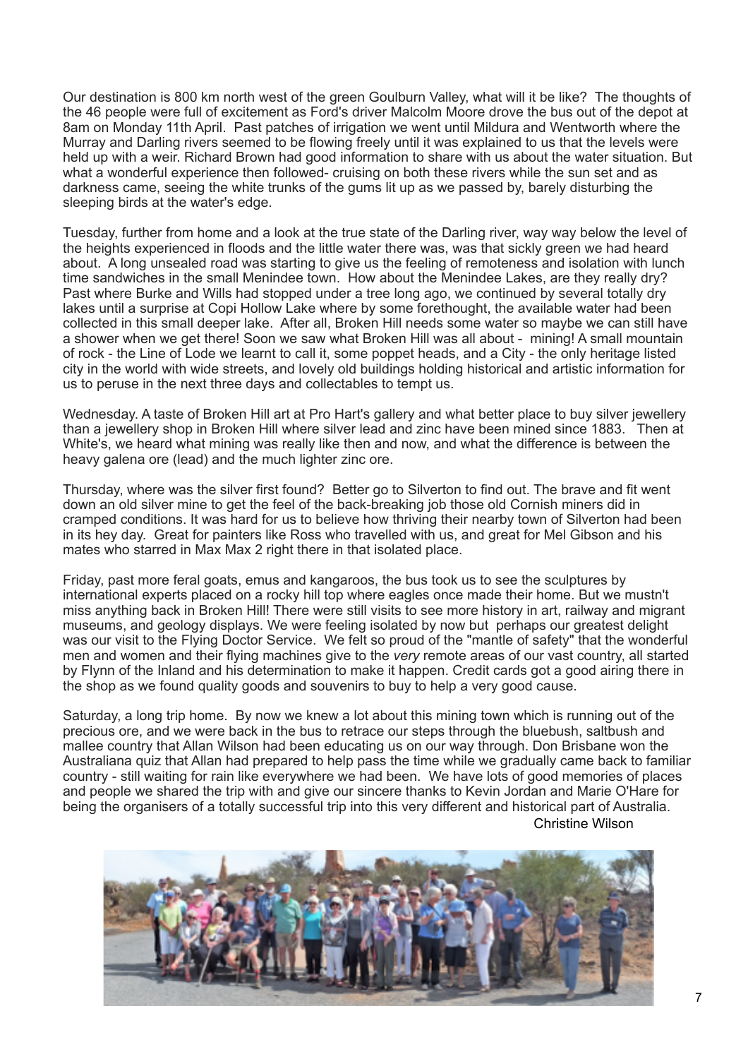Our destination is 800 km north west of the green Goulburn Valley, what will it be like? The thoughts of the 46 people were full of excitement as Ford's driver Malcolm Moore drove the bus out of the depot at 8am on Monday 11th April. Past patches of irrigation we went until Mildura and Wentworth where the Murray and Darling rivers seemed to be flowing freely until it was explained to us that the levels were held up with a weir. Richard Brown had good information to share with us about the water situation. But what a wonderful experience then followed- cruising on both these rivers while the sun set and as darkness came, seeing the white trunks of the gums lit up as we passed by, barely disturbing the sleeping birds at the water's edge.

Tuesday, further from home and a look at the true state of the Darling river, way way below the level of the heights experienced in floods and the little water there was, was that sickly green we had heard about. A long unsealed road was starting to give us the feeling of remoteness and isolation with lunch time sandwiches in the small Menindee town. How about the Menindee Lakes, are they really dry? Past where Burke and Wills had stopped under a tree long ago, we continued by several totally dry lakes until a surprise at Copi Hollow Lake where by some forethought, the available water had been collected in this small deeper lake. After all, Broken Hill needs some water so maybe we can still have a shower when we get there! Soon we saw what Broken Hill was all about - mining! A small mountain of rock - the Line of Lode we learnt to call it, some poppet heads, and a City - the only heritage listed city in the world with wide streets, and lovely old buildings holding historical and artistic information for us to peruse in the next three days and collectables to tempt us.

Wednesday. A taste of Broken Hill art at Pro Hart's gallery and what better place to buy silver jewellery than a jewellery shop in Broken Hill where silver lead and zinc have been mined since 1883. Then at White's, we heard what mining was really like then and now, and what the difference is between the heavy galena ore (lead) and the much lighter zinc ore.

Thursday, where was the silver first found? Better go to Silverton to find out. The brave and fit went down an old silver mine to get the feel of the back-breaking job those old Cornish miners did in cramped conditions. It was hard for us to believe how thriving their nearby town of Silverton had been in its hey day. Great for painters like Ross who travelled with us, and great for Mel Gibson and his mates who starred in Max Max 2 right there in that isolated place.

Friday, past more feral goats, emus and kangaroos, the bus took us to see the sculptures by international experts placed on a rocky hill top where eagles once made their home. But we mustn't miss anything back in Broken Hill! There were still visits to see more history in art, railway and migrant museums, and geology displays. We were feeling isolated by now but perhaps our greatest delight was our visit to the Flying Doctor Service. We felt so proud of the "mantle of safety" that the wonderful men and women and their flying machines give to the *very* remote areas of our vast country, all started by Flynn of the Inland and his determination to make it happen. Credit cards got a good airing there in the shop as we found quality goods and souvenirs to buy to help a very good cause.

Saturday, a long trip home. By now we knew a lot about this mining town which is running out of the precious ore, and we were back in the bus to retrace our steps through the bluebush, saltbush and mallee country that Allan Wilson had been educating us on our way through. Don Brisbane won the Australiana quiz that Allan had prepared to help pass the time while we gradually came back to familiar country - still waiting for rain like everywhere we had been. We have lots of good memories of places and people we shared the trip with and give our sincere thanks to Kevin Jordan and Marie O'Hare for being the organisers of a totally successful trip into this very different and historical part of Australia.

Christine Wilson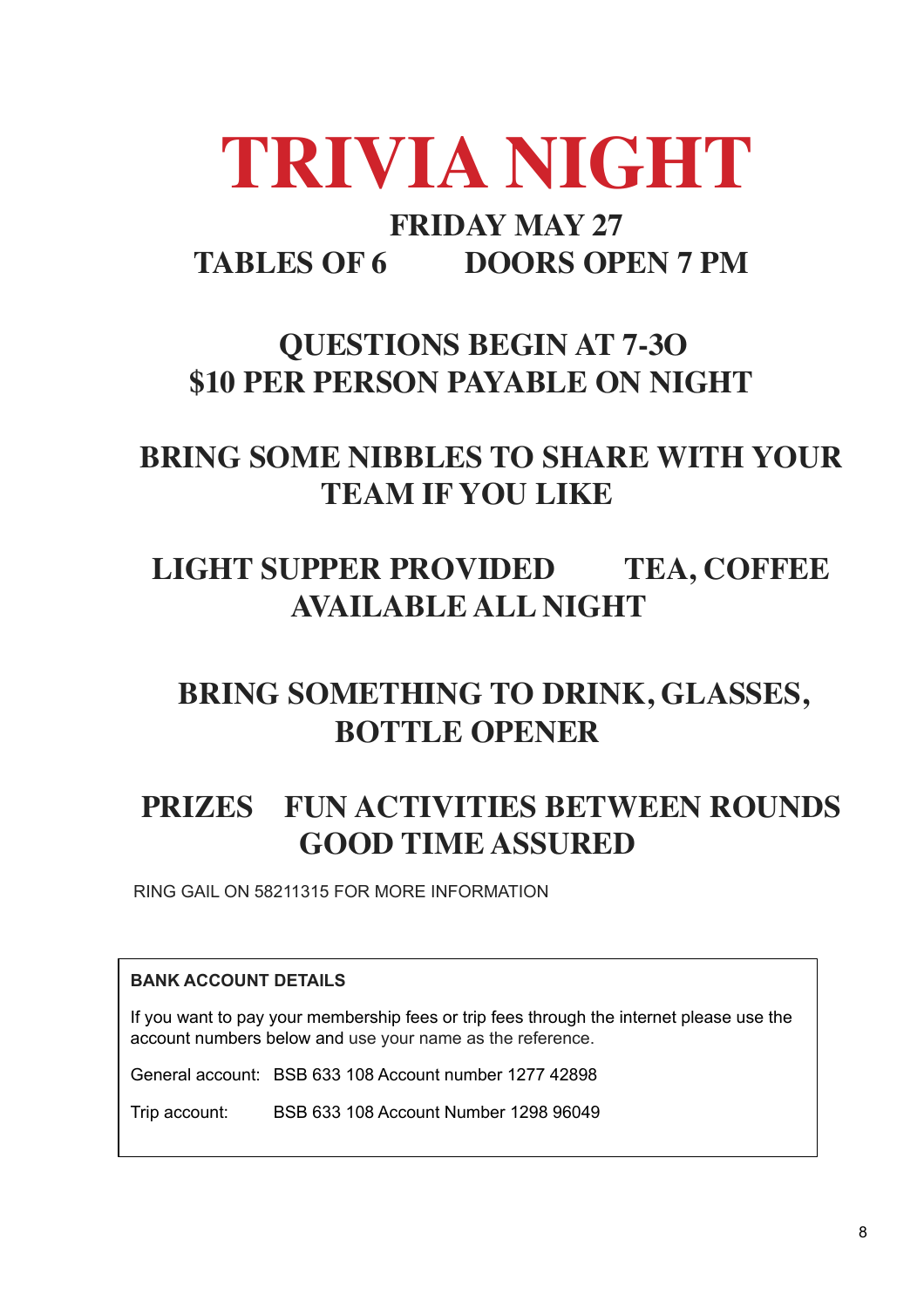# TRIVIA NIGHT

**FRIDAY MAY 27**

**TABLES OF 6 DOORS OPEN 7 PM**

**QUESTIONS BEGIN AT 7-3O**
**$10 PER PERSON PAYABLE ON NIGHT**

**BRING SOME NIBBLES TO SHARE WITH YOUR TEAM IF YOU LIKE**

**LIGHT SUPPER PROVIDED TEA, COFFEE AVAILABLE ALL NIGHT**

**BRING SOMETHING TO DRINK, GLASSES, BOTTLE OPENER**

**PRIZES FUN ACTIVITIES BETWEEN ROUNDS GOOD TIME ASSURED**

RING GAIL ON 58211315 FOR MORE INFORMATION

**BANK ACCOUNT DETAILS**

If you want to pay your membership fees or trip fees through the internet please use the account numbers below and use your name as the reference.

General account: BSB 633 108 Account number 1277 42898

Trip account: BSB 633 108 Account Number 1298 96049